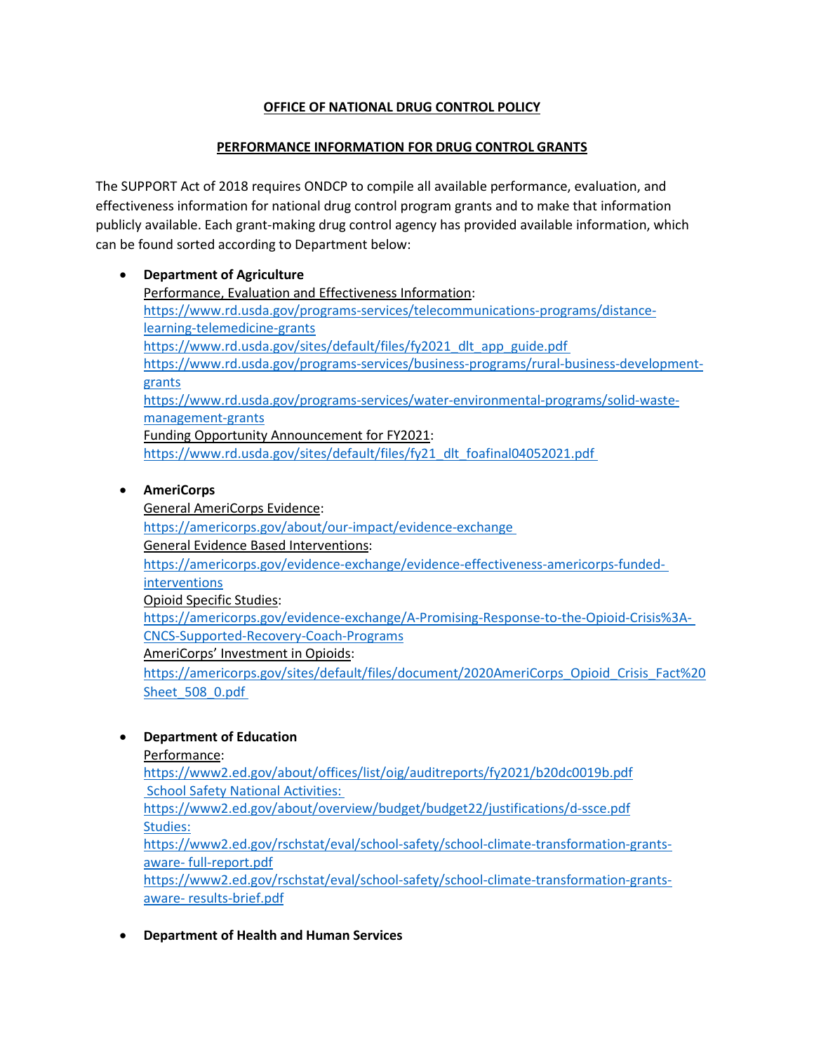**OFFICE OF NATIONAL DRUG CONTROL POLICY**

**PERFORMANCE INFORMATION FOR DRUG CONTROL GRANTS**

The SUPPORT Act of 2018 requires ONDCP to compile all available performance, evaluation, and effectiveness information for national drug control program grants and to make that information publicly available. Each grant-making drug control agency has provided available information, which can be found sorted according to Department below:

- **Department of Agriculture**
  Performance, Evaluation and Effectiveness Information:
  https://www.rd.usda.gov/programs-services/telecommunications-programs/distance-learning-telemedicine-grants
  https://www.rd.usda.gov/sites/default/files/fy2021_dlt_app_guide.pdf
  https://www.rd.usda.gov/programs-services/business-programs/rural-business-development-grants
  https://www.rd.usda.gov/programs-services/water-environmental-programs/solid-waste-management-grants
  Funding Opportunity Announcement for FY2021:
  https://www.rd.usda.gov/sites/default/files/fy21_dlt_foafinal04052021.pdf

- **AmeriCorps**
  General AmeriCorps Evidence:
  https://americorps.gov/about/our-impact/evidence-exchange
  General Evidence Based Interventions:
  https://americorps.gov/evidence-exchange/evidence-effectiveness-americorps-funded-interventions
  Opioid Specific Studies:
  https://americorps.gov/evidence-exchange/A-Promising-Response-to-the-Opioid-Crisis%3A-CNCS-Supported-Recovery-Coach-Programs
  AmeriCorps' Investment in Opioids:
  https://americorps.gov/sites/default/files/document/2020AmeriCorps_Opioid_Crisis_Fact%20Sheet_508_0.pdf

- **Department of Education**
  Performance:
  https://www2.ed.gov/about/offices/list/oig/auditreports/fy2021/b20dc0019b.pdf
  School Safety National Activities:
  https://www2.ed.gov/about/overview/budget/budget22/justifications/d-ssce.pdf
  Studies:
  https://www2.ed.gov/rschstat/eval/school-safety/school-climate-transformation-grants-aware- full-report.pdf
  https://www2.ed.gov/rschstat/eval/school-safety/school-climate-transformation-grants-aware- results-brief.pdf

- **Department of Health and Human Services**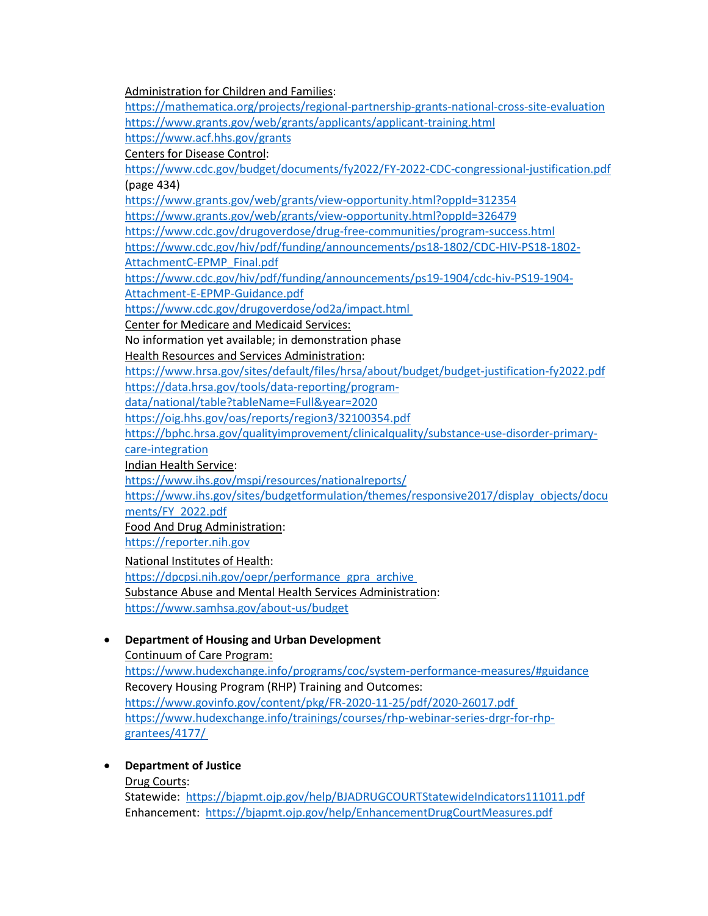Administration for Children and Families:
https://mathematica.org/projects/regional-partnership-grants-national-cross-site-evaluation
https://www.grants.gov/web/grants/applicants/applicant-training.html
https://www.acf.hhs.gov/grants
Centers for Disease Control:
https://www.cdc.gov/budget/documents/fy2022/FY-2022-CDC-congressional-justification.pdf (page 434)
https://www.grants.gov/web/grants/view-opportunity.html?oppId=312354
https://www.grants.gov/web/grants/view-opportunity.html?oppId=326479
https://www.cdc.gov/drugoverdose/drug-free-communities/program-success.html
https://www.cdc.gov/hiv/pdf/funding/announcements/ps18-1802/CDC-HIV-PS18-1802-AttachmentC-EPMP_Final.pdf
https://www.cdc.gov/hiv/pdf/funding/announcements/ps19-1904/cdc-hiv-PS19-1904-Attachment-E-EPMP-Guidance.pdf
https://www.cdc.gov/drugoverdose/od2a/impact.html
Center for Medicare and Medicaid Services:
No information yet available; in demonstration phase
Health Resources and Services Administration:
https://www.hrsa.gov/sites/default/files/hrsa/about/budget/budget-justification-fy2022.pdf
https://data.hrsa.gov/tools/data-reporting/program-data/national/table?tableName=Full&year=2020
https://oig.hhs.gov/oas/reports/region3/32100354.pdf
https://bphc.hrsa.gov/qualityimprovement/clinicalquality/substance-use-disorder-primary-care-integration
Indian Health Service:
https://www.ihs.gov/mspi/resources/nationalreports/
https://www.ihs.gov/sites/budgetformulation/themes/responsive2017/display_objects/documents/FY_2022.pdf
Food And Drug Administration:
https://reporter.nih.gov
National Institutes of Health:
https://dpcpsi.nih.gov/oepr/performance_gpra_archive
Substance Abuse and Mental Health Services Administration:
https://www.samhsa.gov/about-us/budget

- **Department of Housing and Urban Development**
  Continuum of Care Program:
  https://www.hudexchange.info/programs/coc/system-performance-measures/#guidance
  Recovery Housing Program (RHP) Training and Outcomes:
  https://www.govinfo.gov/content/pkg/FR-2020-11-25/pdf/2020-26017.pdf
  https://www.hudexchange.info/trainings/courses/rhp-webinar-series-drgr-for-rhp-grantees/4177/

- **Department of Justice**
  Drug Courts:
  Statewide: https://bjapmt.ojp.gov/help/BJADRUGCOURTStatewideIndicators111011.pdf
  Enhancement: https://bjapmt.ojp.gov/help/EnhancementDrugCourtMeasures.pdf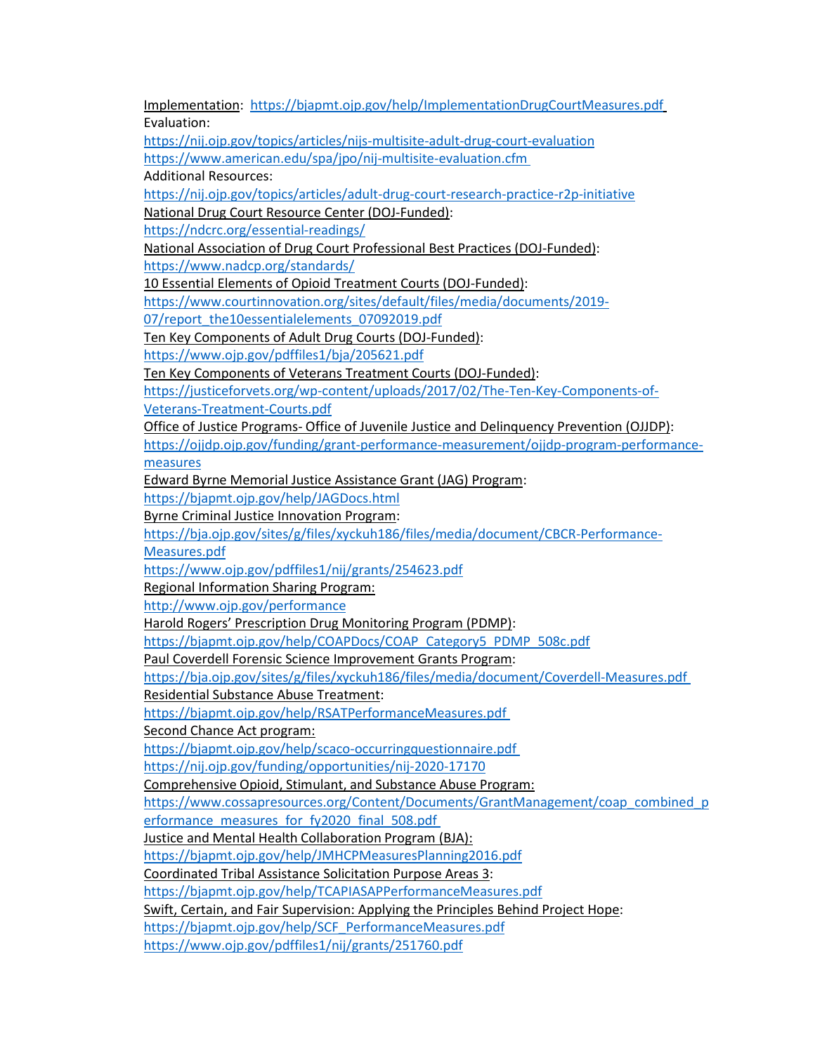Implementation: https://bjapmt.ojp.gov/help/ImplementationDrugCourtMeasures.pdf

Evaluation:

https://nij.ojp.gov/topics/articles/nijs-multisite-adult-drug-court-evaluation

https://www.american.edu/spa/jpo/nij-multisite-evaluation.cfm

Additional Resources:

https://nij.ojp.gov/topics/articles/adult-drug-court-research-practice-r2p-initiative

National Drug Court Resource Center (DOJ-Funded):

https://ndcrc.org/essential-readings/

National Association of Drug Court Professional Best Practices (DOJ-Funded):

https://www.nadcp.org/standards/

10 Essential Elements of Opioid Treatment Courts (DOJ-Funded):

https://www.courtinnovation.org/sites/default/files/media/documents/2019-07/report_the10essentialelements_07092019.pdf

Ten Key Components of Adult Drug Courts (DOJ-Funded):

https://www.ojp.gov/pdffiles1/bja/205621.pdf

Ten Key Components of Veterans Treatment Courts (DOJ-Funded):

https://justiceforvets.org/wp-content/uploads/2017/02/The-Ten-Key-Components-of-Veterans-Treatment-Courts.pdf

Office of Justice Programs- Office of Juvenile Justice and Delinquency Prevention (OJJDP):

https://ojjdp.ojp.gov/funding/grant-performance-measurement/ojjdp-program-performance-measures

Edward Byrne Memorial Justice Assistance Grant (JAG) Program:

https://bjapmt.ojp.gov/help/JAGDocs.html

Byrne Criminal Justice Innovation Program:

https://bja.ojp.gov/sites/g/files/xyckuh186/files/media/document/CBCR-Performance-Measures.pdf

https://www.ojp.gov/pdffiles1/nij/grants/254623.pdf

Regional Information Sharing Program:

http://www.ojp.gov/performance

Harold Rogers' Prescription Drug Monitoring Program (PDMP):

https://bjapmt.ojp.gov/help/COAPDocs/COAP_Category5_PDMP_508c.pdf

Paul Coverdell Forensic Science Improvement Grants Program:

https://bja.ojp.gov/sites/g/files/xyckuh186/files/media/document/Coverdell-Measures.pdf

Residential Substance Abuse Treatment:

https://bjapmt.ojp.gov/help/RSATPerformanceMeasures.pdf

Second Chance Act program:

https://bjapmt.ojp.gov/help/scaco-occurringquestionnaire.pdf

https://nij.ojp.gov/funding/opportunities/nij-2020-17170

Comprehensive Opioid, Stimulant, and Substance Abuse Program:

https://www.cossapresources.org/Content/Documents/GrantManagement/coap_combined_performance_measures_for_fy2020_final_508.pdf

Justice and Mental Health Collaboration Program (BJA):

https://bjapmt.ojp.gov/help/JMHCPMeasuresPlanning2016.pdf

Coordinated Tribal Assistance Solicitation Purpose Areas 3:

https://bjapmt.ojp.gov/help/TCAPIASAPPerformanceMeasures.pdf

Swift, Certain, and Fair Supervision: Applying the Principles Behind Project Hope:

https://bjapmt.ojp.gov/help/SCF_PerformanceMeasures.pdf

https://www.ojp.gov/pdffiles1/nij/grants/251760.pdf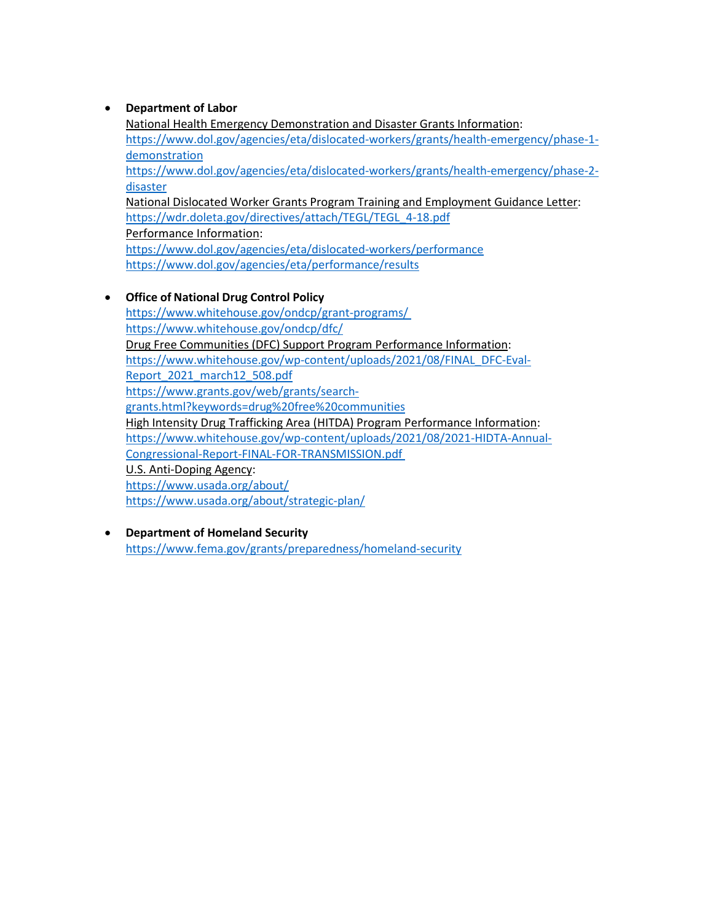- **Department of Labor**
  National Health Emergency Demonstration and Disaster Grants Information:
  https://www.dol.gov/agencies/eta/dislocated-workers/grants/health-emergency/phase-1-demonstration
  https://www.dol.gov/agencies/eta/dislocated-workers/grants/health-emergency/phase-2-disaster
  National Dislocated Worker Grants Program Training and Employment Guidance Letter:
  https://wdr.doleta.gov/directives/attach/TEGL/TEGL_4-18.pdf
  Performance Information:
  https://www.dol.gov/agencies/eta/dislocated-workers/performance
  https://www.dol.gov/agencies/eta/performance/results

- **Office of National Drug Control Policy**
  https://www.whitehouse.gov/ondcp/grant-programs/
  https://www.whitehouse.gov/ondcp/dfc/
  Drug Free Communities (DFC) Support Program Performance Information:
  https://www.whitehouse.gov/wp-content/uploads/2021/08/FINAL_DFC-Eval-Report_2021_march12_508.pdf
  https://www.grants.gov/web/grants/search-grants.html?keywords=drug%20free%20communities
  High Intensity Drug Trafficking Area (HITDA) Program Performance Information:
  https://www.whitehouse.gov/wp-content/uploads/2021/08/2021-HIDTA-Annual-Congressional-Report-FINAL-FOR-TRANSMISSION.pdf
  U.S. Anti-Doping Agency:
  https://www.usada.org/about/
  https://www.usada.org/about/strategic-plan/

- **Department of Homeland Security**
  https://www.fema.gov/grants/preparedness/homeland-security